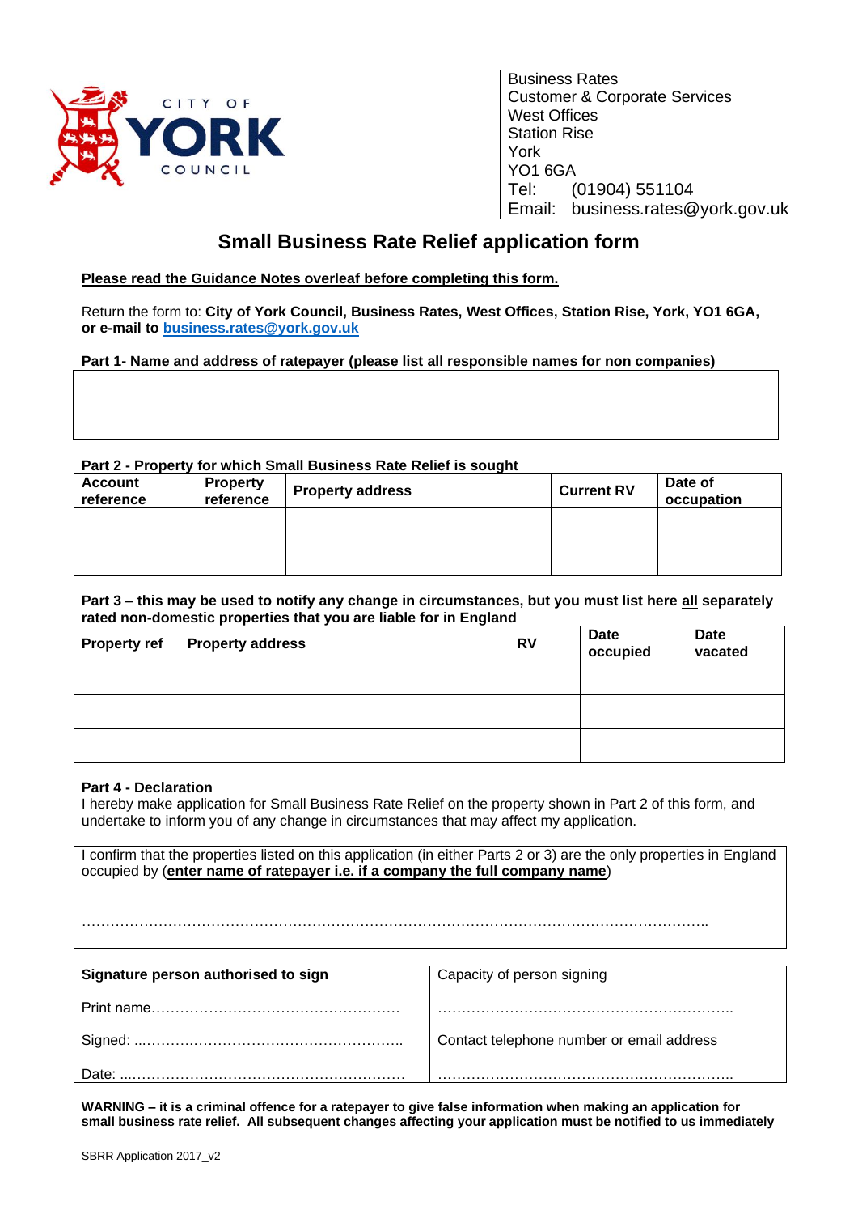CITY OF YORK COUNCIL

Business Rates
Customer & Corporate Services
West Offices
Station Rise
York
YO1 6GA
Tel: (01904) 551104
Email: business.rates@york.gov.uk

# Small Business Rate Relief application form

**Please read the Guidance Notes overleaf before completing this form.**

Return the form to: **City of York Council, Business Rates, West Offices, Station Rise, York, YO1 6GA, or e-mail to business.rates@york.gov.uk**

**Part 1- Name and address of ratepayer (please list all responsible names for non companies)**

| |
|---|
| |

**Part 2 - Property for which Small Business Rate Relief is sought**

| Account reference | Property reference | Property address | Current RV | Date of occupation |
|---|---|---|---|---|
| | | | | |

**Part 3 – this may be used to notify any change in circumstances, but you must list here all separately rated non-domestic properties that you are liable for in England**

| Property ref | Property address | RV | Date occupied | Date vacated |
|---|---|---|---|---|
| | | | | |
| | | | | |
| | | | | |

**Part 4 - Declaration**

I hereby make application for Small Business Rate Relief on the property shown in Part 2 of this form, and undertake to inform you of any change in circumstances that may affect my application.

I confirm that the properties listed on this application (in either Parts 2 or 3) are the only properties in England occupied by (**enter name of ratepayer i.e. if a company the full company name**)

……………………………………………………………………………………………………………..

| **Signature person authorised to sign** | Capacity of person signing |
|---|---|
| Print name…………………………………………… | ………………………………………………….. |
| Signed: ...……….…………………………………….. | Contact telephone number or email address |
| Date: ...………………………………………………… | ………………………………………………….. |

**WARNING – it is a criminal offence for a ratepayer to give false information when making an application for small business rate relief. All subsequent changes affecting your application must be notified to us immediately**

SBRR Application 2017_v2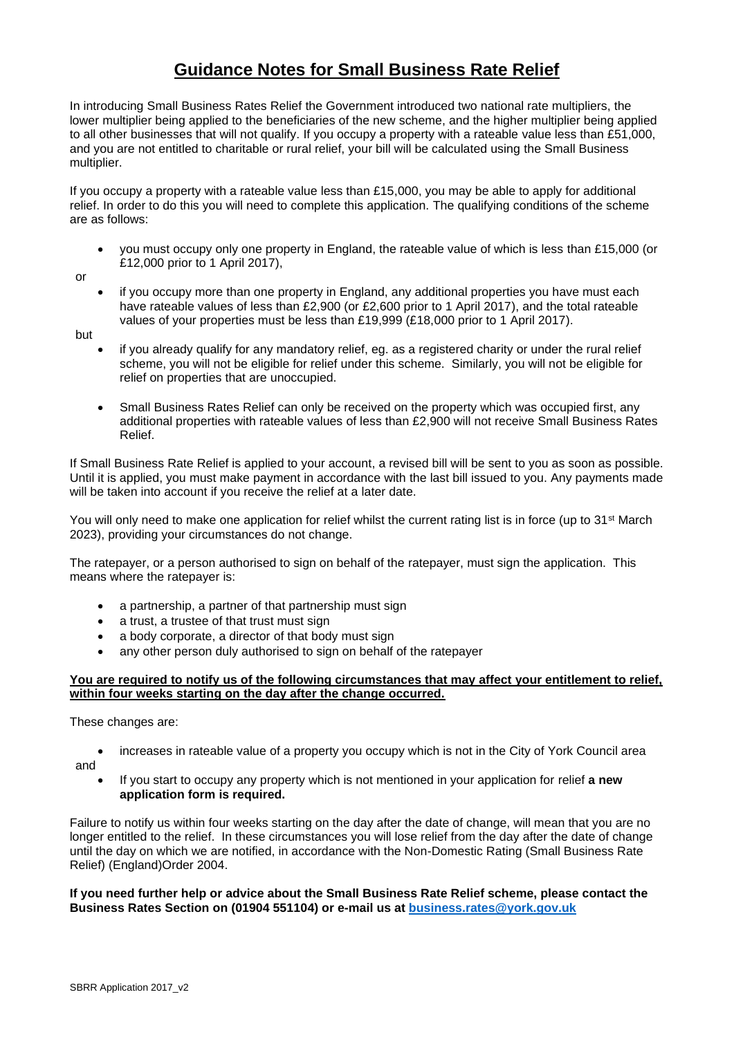# Guidance Notes for Small Business Rate Relief

In introducing Small Business Rates Relief the Government introduced two national rate multipliers, the lower multiplier being applied to the beneficiaries of the new scheme, and the higher multiplier being applied to all other businesses that will not qualify. If you occupy a property with a rateable value less than £51,000, and you are not entitled to charitable or rural relief, your bill will be calculated using the Small Business multiplier.

If you occupy a property with a rateable value less than £15,000, you may be able to apply for additional relief. In order to do this you will need to complete this application. The qualifying conditions of the scheme are as follows:

- you must occupy only one property in England, the rateable value of which is less than £15,000 (or £12,000 prior to 1 April 2017),

or

- if you occupy more than one property in England, any additional properties you have must each have rateable values of less than £2,900 (or £2,600 prior to 1 April 2017), and the total rateable values of your properties must be less than £19,999 (£18,000 prior to 1 April 2017).

but

- if you already qualify for any mandatory relief, eg. as a registered charity or under the rural relief scheme, you will not be eligible for relief under this scheme. Similarly, you will not be eligible for relief on properties that are unoccupied.
- Small Business Rates Relief can only be received on the property which was occupied first, any additional properties with rateable values of less than £2,900 will not receive Small Business Rates Relief.

If Small Business Rate Relief is applied to your account, a revised bill will be sent to you as soon as possible. Until it is applied, you must make payment in accordance with the last bill issued to you. Any payments made will be taken into account if you receive the relief at a later date.

You will only need to make one application for relief whilst the current rating list is in force (up to 31st March 2023), providing your circumstances do not change.

The ratepayer, or a person authorised to sign on behalf of the ratepayer, must sign the application. This means where the ratepayer is:

- a partnership, a partner of that partnership must sign
- a trust, a trustee of that trust must sign
- a body corporate, a director of that body must sign
- any other person duly authorised to sign on behalf of the ratepayer

**You are required to notify us of the following circumstances that may affect your entitlement to relief, within four weeks starting on the day after the change occurred.**

These changes are:

- increases in rateable value of a property you occupy which is not in the City of York Council area

and

- If you start to occupy any property which is not mentioned in your application for relief **a new application form is required.**

Failure to notify us within four weeks starting on the day after the date of change, will mean that you are no longer entitled to the relief. In these circumstances you will lose relief from the day after the date of change until the day on which we are notified, in accordance with the Non-Domestic Rating (Small Business Rate Relief) (England)Order 2004.

**If you need further help or advice about the Small Business Rate Relief scheme, please contact the Business Rates Section on (01904 551104) or e-mail us at [business.rates@york.gov.uk](mailto:business.rates@york.gov.uk)**

SBRR Application 2017_v2